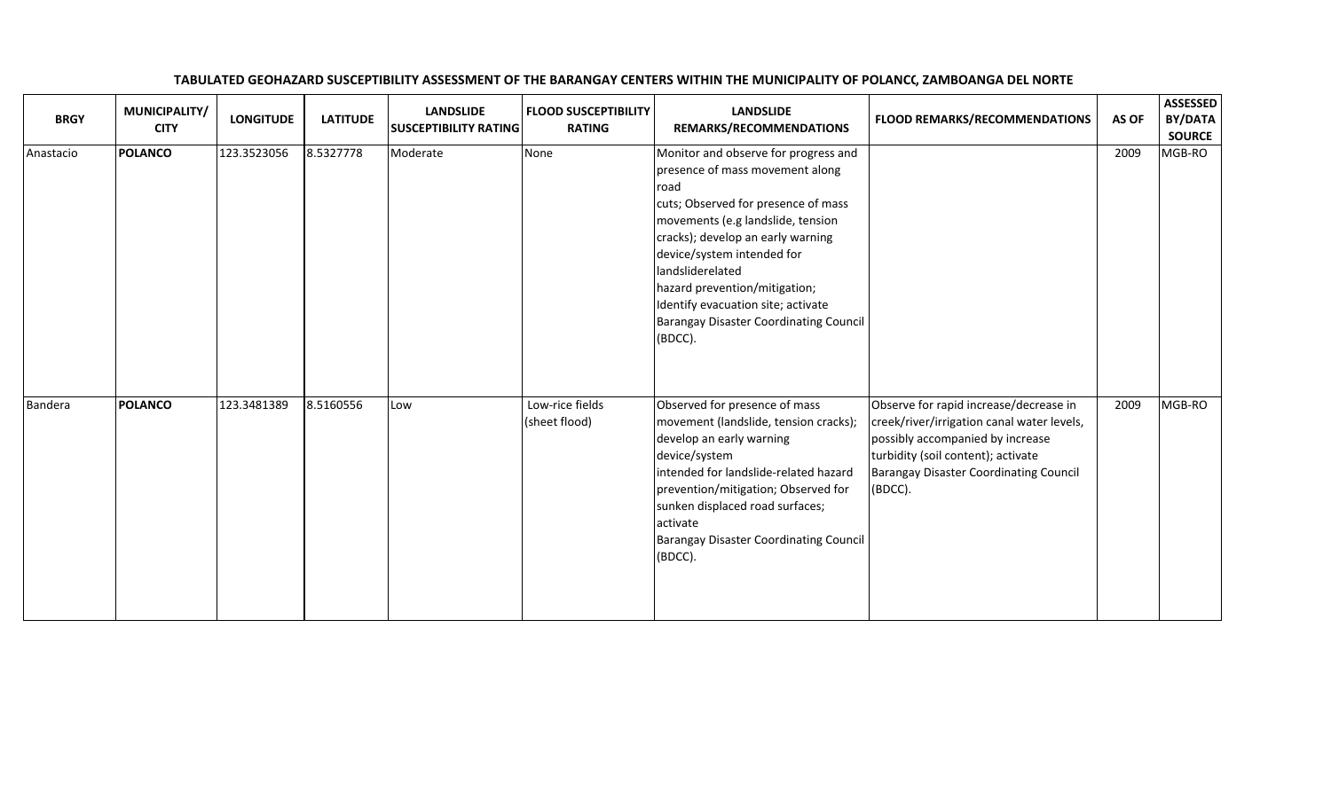**TABULATED GEOHAZARD SUSCEPTIBILITY ASSESSMENT OF THE BARANGAY CENTERS WITHIN THE MUNICIPALITY OF POLANCO, ZAMBOANGA DEL NORTE**

| BRGY | MUNICIPALITY/ CITY | LONGITUDE | LATITUDE | LANDSLIDE SUSCEPTIBILITY RATING | FLOOD SUSCEPTIBILITY RATING | LANDSLIDE REMARKS/RECOMMENDATIONS | FLOOD REMARKS/RECOMMENDATIONS | AS OF | ASSESSED BY/DATA SOURCE |
|---|---|---|---|---|---|---|---|---|---|
| Anastacio | **POLANCO** | 123.3523056 | 8.5327778 | Moderate | None | Monitor and observe for progress and presence of mass movement along road cuts; Observed for presence of mass movements (e.g landslide, tension cracks); develop an early warning device/system intended for landsliderelated hazard prevention/mitigation; Identify evacuation site; activate Barangay Disaster Coordinating Council (BDCC). | | 2009 | MGB-RO |
| Bandera | **POLANCO** | 123.3481389 | 8.5160556 | Low | Low-rice fields (sheet flood) | Observed for presence of mass movement (landslide, tension cracks); develop an early warning device/system intended for landslide-related hazard prevention/mitigation; Observed for sunken displaced road surfaces; activate Barangay Disaster Coordinating Council (BDCC). | Observe for rapid increase/decrease in creek/river/irrigation canal water levels, possibly accompanied by increase turbidity (soil content); activate Barangay Disaster Coordinating Council (BDCC). | 2009 | MGB-RO |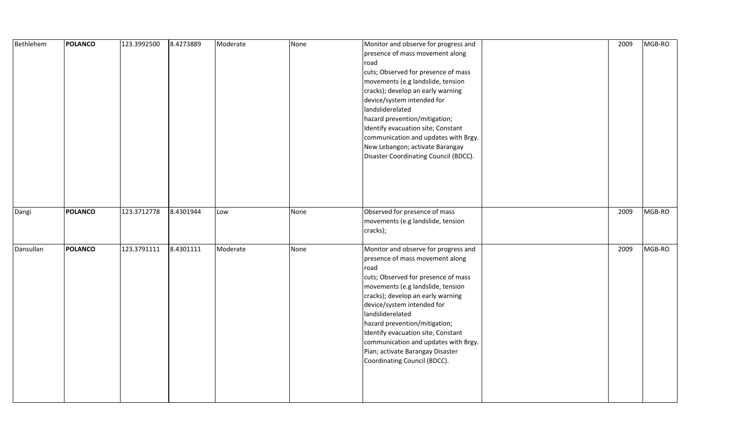| Bethlehem | **POLANCO** | 123.3992500 | 8.4273889 | Moderate | None | Monitor and observe for progress and presence of mass movement along road cuts; Observed for presence of mass movements (e.g landslide, tension cracks); develop an early warning device/system intended for landsliderelated hazard prevention/mitigation; Identify evacuation site; Constant communication and updates with Brgy. New Lebangon; activate Barangay Disaster Coordinating Council (BDCC). | | 2009 | MGB-RO |
|---|---|---|---|---|---|---|---|---|---|
| Dangi | **POLANCO** | 123.3712778 | 8.4301944 | Low | None | Observed for presence of mass movements (e.g landslide, tension cracks); | | 2009 | MGB-RO |
| Dansullan | **POLANCO** | 123.3791111 | 8.4301111 | Moderate | None | Monitor and observe for progress and presence of mass movement along road cuts; Observed for presence of mass movements (e.g landslide, tension cracks); develop an early warning device/system intended for landsliderelated hazard prevention/mitigation; Identify evacuation site; Constant communication and updates with Brgy. Pian; activate Barangay Disaster Coordinating Council (BDCC). | | 2009 | MGB-RO |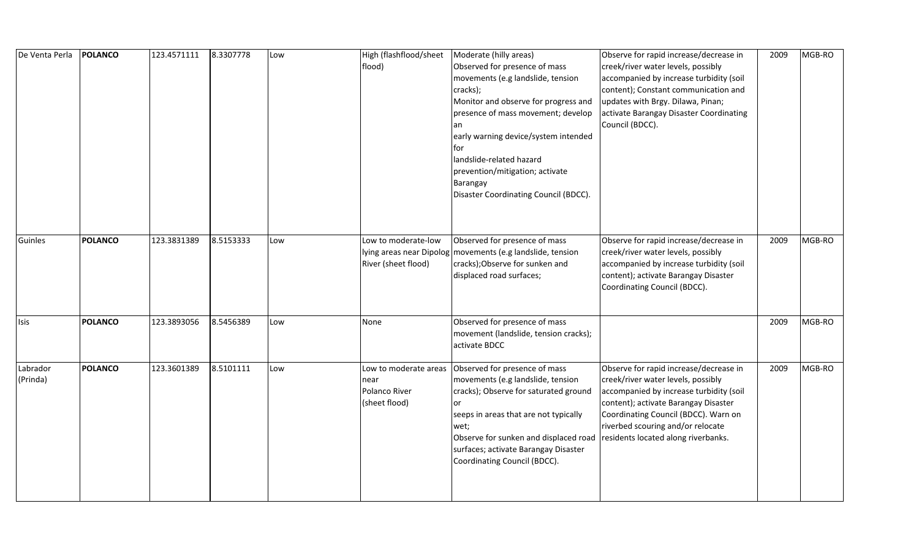| | | | | | | | | | |
|---|---|---|---|---|---|---|---|---|---|
| De Venta Perla | **POLANCO** | 123.4571111 | 8.3307778 | Low | High (flashflood/sheet flood) | Moderate (hilly areas) Observed for presence of mass movements (e.g landslide, tension cracks); Monitor and observe for progress and presence of mass movement; develop an early warning device/system intended for landslide-related hazard prevention/mitigation; activate Barangay Disaster Coordinating Council (BDCC). | Observe for rapid increase/decrease in creek/river water levels, possibly accompanied by increase turbidity (soil content); Constant communication and updates with Brgy. Dilawa, Pinan; activate Barangay Disaster Coordinating Council (BDCC). | 2009 | MGB-RO |
| Guinles | **POLANCO** | 123.3831389 | 8.5153333 | Low | Low to moderate-low lying areas near Dipolog River (sheet flood) | Observed for presence of mass movements (e.g landslide, tension cracks);Observe for sunken and displaced road surfaces; | Observe for rapid increase/decrease in creek/river water levels, possibly accompanied by increase turbidity (soil content); activate Barangay Disaster Coordinating Council (BDCC). | 2009 | MGB-RO |
| Isis | **POLANCO** | 123.3893056 | 8.5456389 | Low | None | Observed for presence of mass movement (landslide, tension cracks); activate BDCC | | 2009 | MGB-RO |
| Labrador (Prinda) | **POLANCO** | 123.3601389 | 8.5101111 | Low | Low to moderate areas near Polanco River (sheet flood) | Observed for presence of mass movements (e.g landslide, tension cracks); Observe for saturated ground or seeps in areas that are not typically wet; Observe for sunken and displaced road surfaces; activate Barangay Disaster Coordinating Council (BDCC). | Observe for rapid increase/decrease in creek/river water levels, possibly accompanied by increase turbidity (soil content); activate Barangay Disaster Coordinating Council (BDCC). Warn on riverbed scouring and/or relocate residents located along riverbanks. | 2009 | MGB-RO |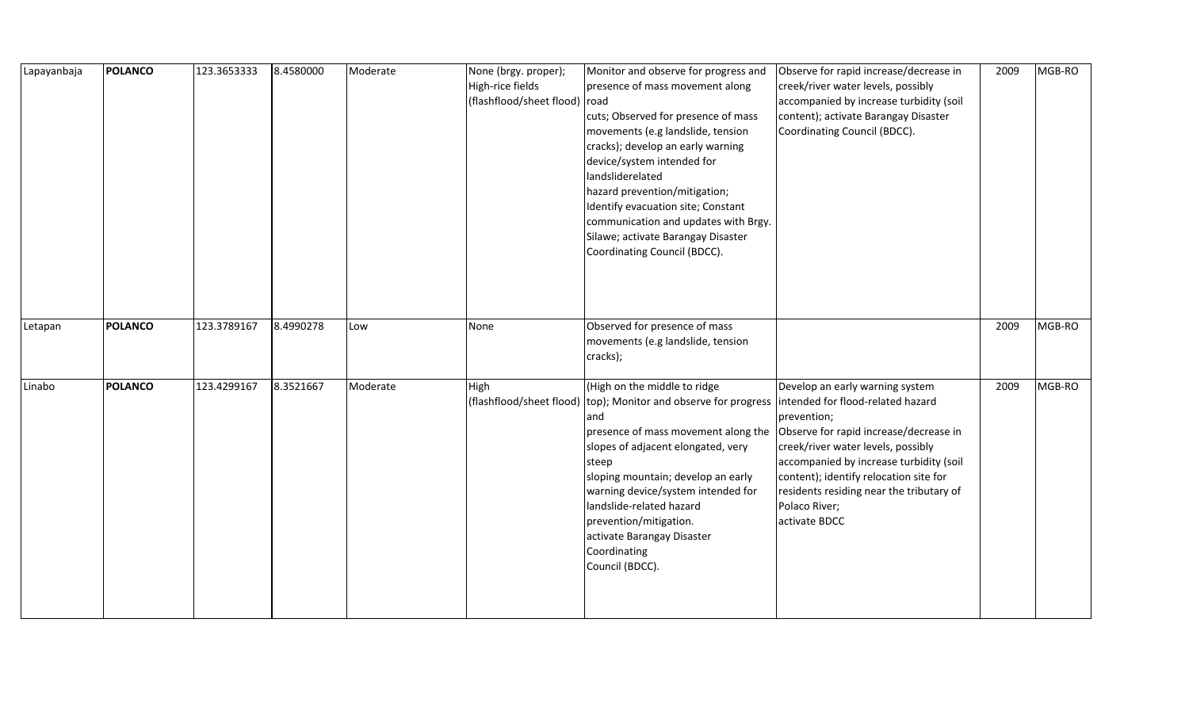| | | | | | | | | | |
|---|---|---|---|---|---|---|---|---|---|
| Lapayanbaja | **POLANCO** | 123.3653333 | 8.4580000 | Moderate | None (brgy. proper); High-rice fields (flashflood/sheet flood) | Monitor and observe for progress and presence of mass movement along road cuts; Observed for presence of mass movements (e.g landslide, tension cracks); develop an early warning device/system intended for landsliderelated hazard prevention/mitigation; Identify evacuation site; Constant communication and updates with Brgy. Silawe; activate Barangay Disaster Coordinating Council (BDCC). | Observe for rapid increase/decrease in creek/river water levels, possibly accompanied by increase turbidity (soil content); activate Barangay Disaster Coordinating Council (BDCC). | 2009 | MGB-RO |
| Letapan | **POLANCO** | 123.3789167 | 8.4990278 | Low | None | Observed for presence of mass movements (e.g landslide, tension cracks); | | 2009 | MGB-RO |
| Linabo | **POLANCO** | 123.4299167 | 8.3521667 | Moderate | High (flashflood/sheet flood) | (High on the middle to ridge top); Monitor and observe for progress and presence of mass movement along the slopes of adjacent elongated, very steep sloping mountain; develop an early warning device/system intended for landslide-related hazard prevention/mitigation. activate Barangay Disaster Coordinating Council (BDCC). | Develop an early warning system intended for flood-related hazard prevention; Observe for rapid increase/decrease in creek/river water levels, possibly accompanied by increase turbidity (soil content); identify relocation site for residents residing near the tributary of Polaco River; activate BDCC | 2009 | MGB-RO |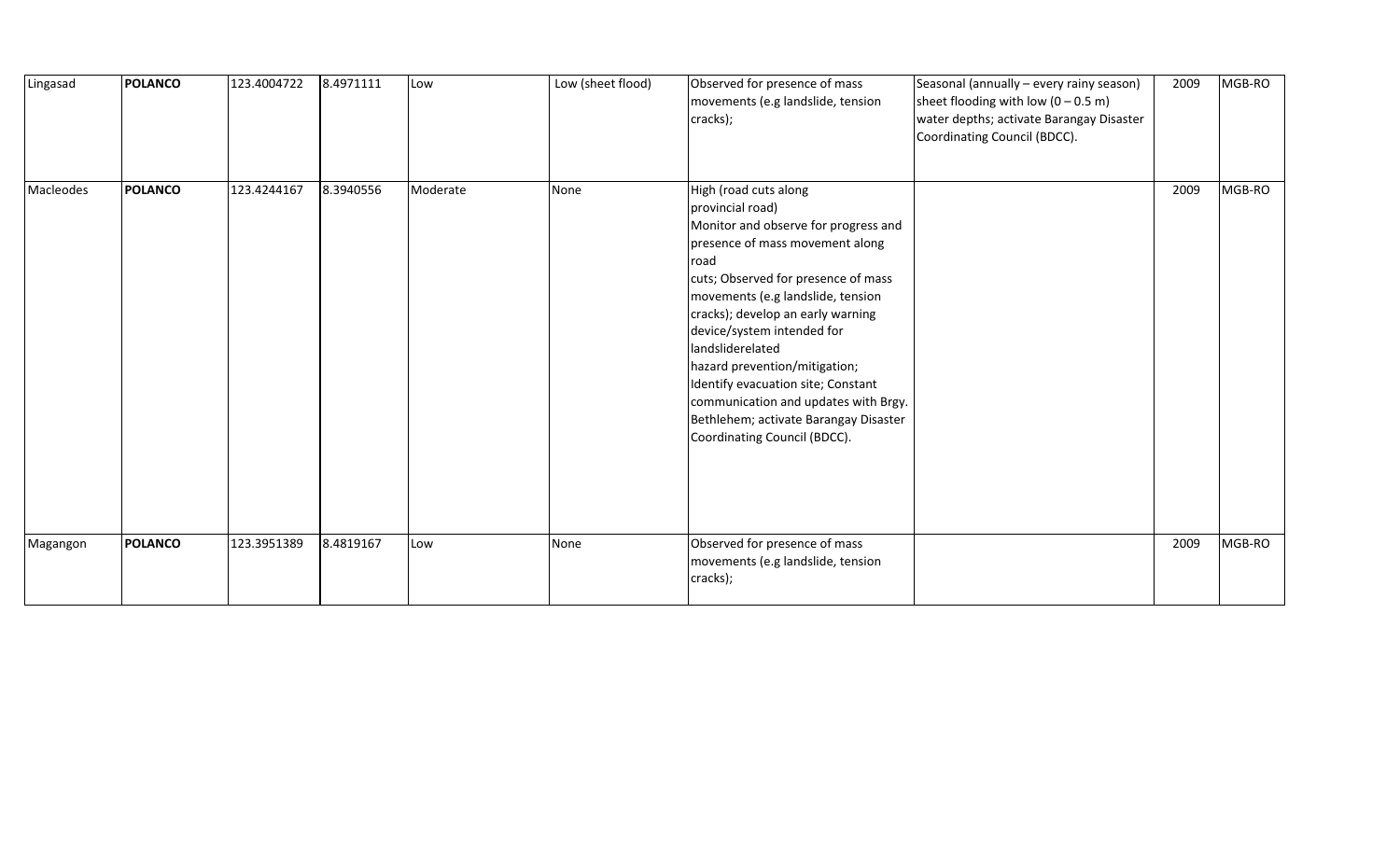| Lingasad | **POLANCO** | 123.4004722 | 8.4971111 | Low | Low (sheet flood) | Observed for presence of mass movements (e.g landslide, tension cracks); | Seasonal (annually – every rainy season) sheet flooding with low (0 – 0.5 m) water depths; activate Barangay Disaster Coordinating Council (BDCC). | 2009 | MGB-RO |
|---|---|---|---|---|---|---|---|---|---|
| Macleodes | **POLANCO** | 123.4244167 | 8.3940556 | Moderate | None | High (road cuts along provincial road) Monitor and observe for progress and presence of mass movement along road cuts; Observed for presence of mass movements (e.g landslide, tension cracks); develop an early warning device/system intended for landsliderelated hazard prevention/mitigation; Identify evacuation site; Constant communication and updates with Brgy. Bethlehem; activate Barangay Disaster Coordinating Council (BDCC). | | 2009 | MGB-RO |
| Magangon | **POLANCO** | 123.3951389 | 8.4819167 | Low | None | Observed for presence of mass movements (e.g landslide, tension cracks); | | 2009 | MGB-RO |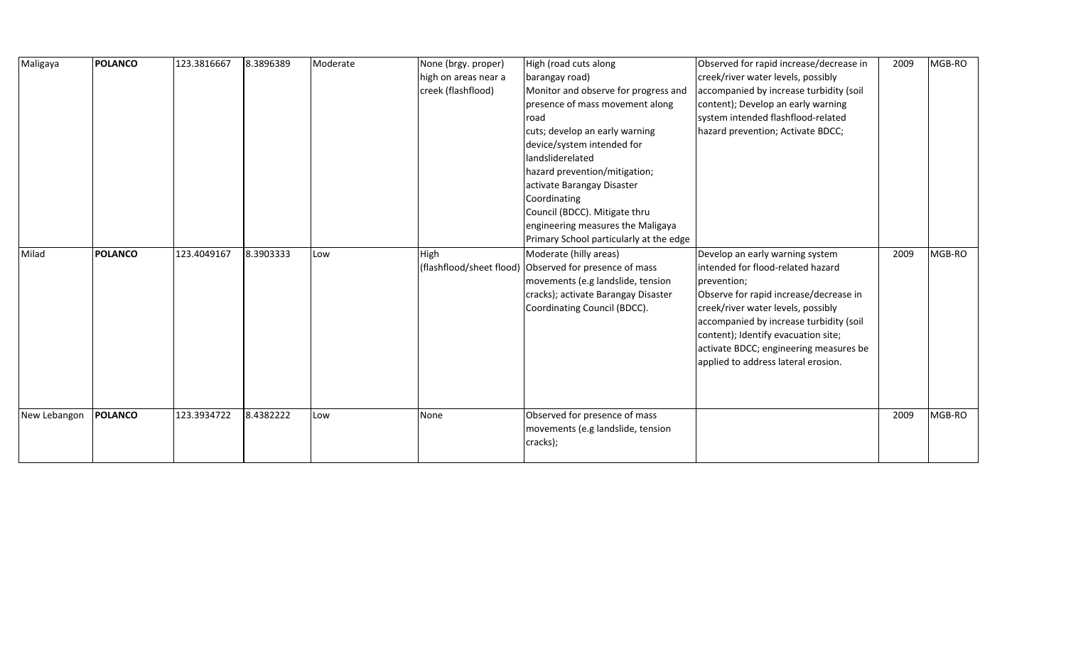| Maligaya | **POLANCO** | 123.3816667 | 8.3896389 | Moderate | None (brgy. proper) high on areas near a creek (flashflood) | High (road cuts along barangay road) Monitor and observe for progress and presence of mass movement along road cuts; develop an early warning device/system intended for landsliderelated hazard prevention/mitigation; activate Barangay Disaster Coordinating Council (BDCC). Mitigate thru engineering measures the Maligaya Primary School particularly at the edge | Observed for rapid increase/decrease in creek/river water levels, possibly accompanied by increase turbidity (soil content); Develop an early warning system intended flashflood-related hazard prevention; Activate BDCC; | 2009 | MGB-RO |
|---|---|---|---|---|---|---|---|---|---|
| Milad | **POLANCO** | 123.4049167 | 8.3903333 | Low | High (flashflood/sheet flood) | Moderate (hilly areas) Observed for presence of mass movements (e.g landslide, tension cracks); activate Barangay Disaster Coordinating Council (BDCC). | Develop an early warning system intended for flood-related hazard prevention; Observe for rapid increase/decrease in creek/river water levels, possibly accompanied by increase turbidity (soil content); Identify evacuation site; activate BDCC; engineering measures be applied to address lateral erosion. | 2009 | MGB-RO |
| New Lebangon | **POLANCO** | 123.3934722 | 8.4382222 | Low | None | Observed for presence of mass movements (e.g landslide, tension cracks); | | 2009 | MGB-RO |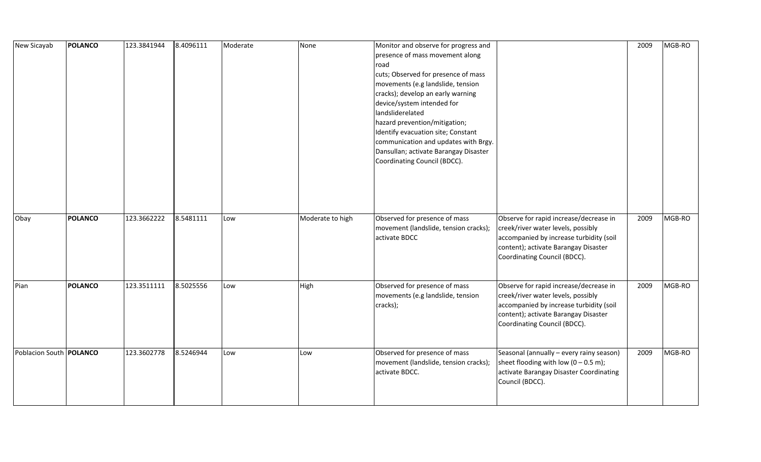| New Sicayab | **POLANCO** | 123.3841944 | 8.4096111 | Moderate | None | Monitor and observe for progress and presence of mass movement along road cuts; Observed for presence of mass movements (e.g landslide, tension cracks); develop an early warning device/system intended for landsliderelated hazard prevention/mitigation; Identify evacuation site; Constant communication and updates with Brgy. Dansullan; activate Barangay Disaster Coordinating Council (BDCC). | | 2009 | MGB-RO |
|---|---|---|---|---|---|---|---|---|---|
| Obay | **POLANCO** | 123.3662222 | 8.5481111 | Low | Moderate to high | Observed for presence of mass movement (landslide, tension cracks); activate BDCC | Observe for rapid increase/decrease in creek/river water levels, possibly accompanied by increase turbidity (soil content); activate Barangay Disaster Coordinating Council (BDCC). | 2009 | MGB-RO |
| Pian | **POLANCO** | 123.3511111 | 8.5025556 | Low | High | Observed for presence of mass movements (e.g landslide, tension cracks); | Observe for rapid increase/decrease in creek/river water levels, possibly accompanied by increase turbidity (soil content); activate Barangay Disaster Coordinating Council (BDCC). | 2009 | MGB-RO |
| Poblacion South | **POLANCO** | 123.3602778 | 8.5246944 | Low | Low | Observed for presence of mass movement (landslide, tension cracks); activate BDCC. | Seasonal (annually – every rainy season) sheet flooding with low (0 – 0.5 m); activate Barangay Disaster Coordinating Council (BDCC). | 2009 | MGB-RO |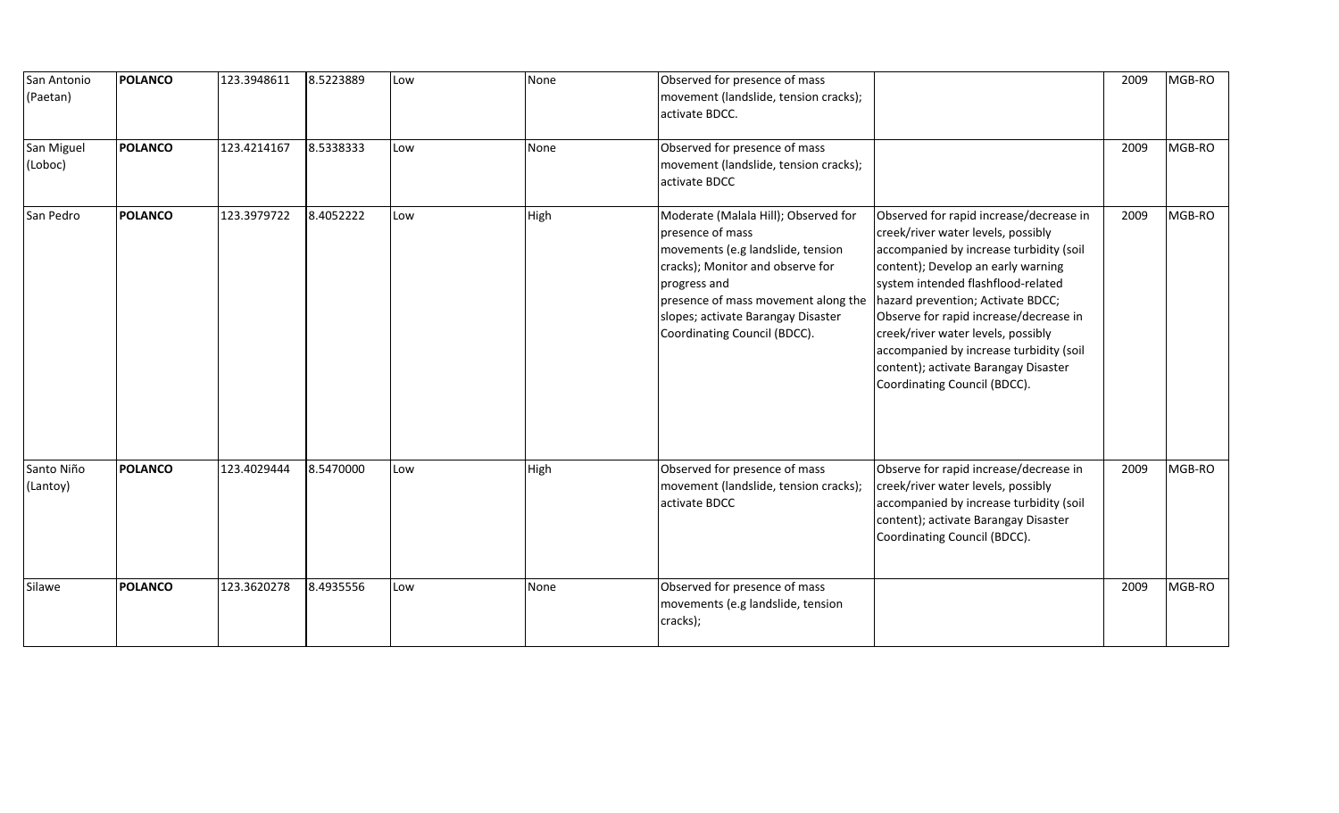| San Antonio (Paetan) | **POLANCO** | 123.3948611 | 8.5223889 | Low | None | Observed for presence of mass movement (landslide, tension cracks); activate BDCC. | | 2009 | MGB-RO |
|---|---|---|---|---|---|---|---|---|---|
| San Miguel (Loboc) | **POLANCO** | 123.4214167 | 8.5338333 | Low | None | Observed for presence of mass movement (landslide, tension cracks); activate BDCC | | 2009 | MGB-RO |
| San Pedro | **POLANCO** | 123.3979722 | 8.4052222 | Low | High | Moderate (Malala Hill); Observed for presence of mass movements (e.g landslide, tension cracks); Monitor and observe for progress and presence of mass movement along the slopes; activate Barangay Disaster Coordinating Council (BDCC). | Observed for rapid increase/decrease in creek/river water levels, possibly accompanied by increase turbidity (soil content); Develop an early warning system intended flashflood-related hazard prevention; Activate BDCC; Observe for rapid increase/decrease in creek/river water levels, possibly accompanied by increase turbidity (soil content); activate Barangay Disaster Coordinating Council (BDCC). | 2009 | MGB-RO |
| Santo Niño (Lantoy) | **POLANCO** | 123.4029444 | 8.5470000 | Low | High | Observed for presence of mass movement (landslide, tension cracks); activate BDCC | Observe for rapid increase/decrease in creek/river water levels, possibly accompanied by increase turbidity (soil content); activate Barangay Disaster Coordinating Council (BDCC). | 2009 | MGB-RO |
| Silawe | **POLANCO** | 123.3620278 | 8.4935556 | Low | None | Observed for presence of mass movements (e.g landslide, tension cracks); | | 2009 | MGB-RO |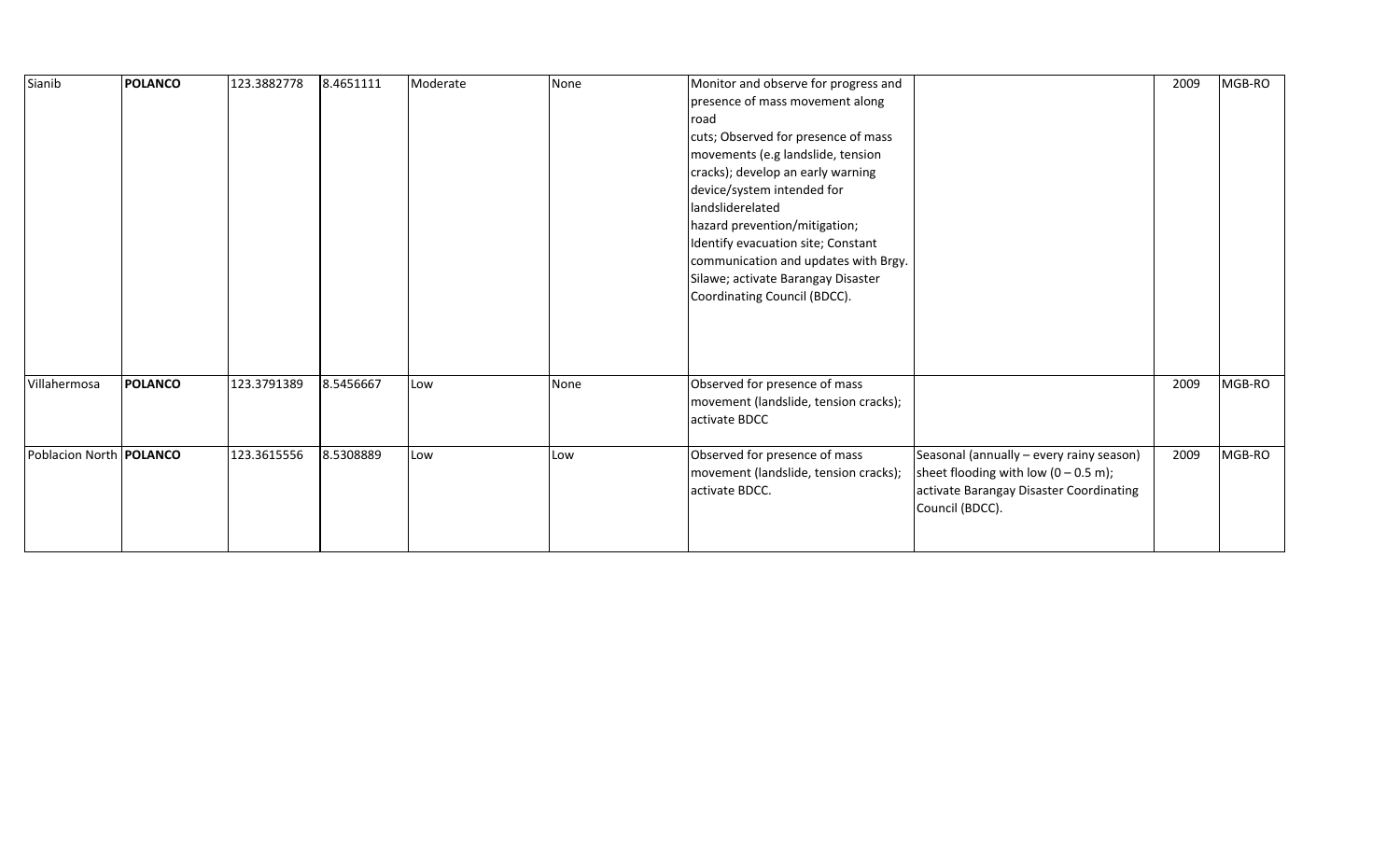| | | | | | | | | | |
|---|---|---|---|---|---|---|---|---|---|
| Sianib | **POLANCO** | 123.3882778 | 8.4651111 | Moderate | None | Monitor and observe for progress and presence of mass movement along road cuts; Observed for presence of mass movements (e.g landslide, tension cracks); develop an early warning device/system intended for landsliderelated hazard prevention/mitigation; Identify evacuation site; Constant communication and updates with Brgy. Silawe; activate Barangay Disaster Coordinating Council (BDCC). | | 2009 | MGB-RO |
| Villahermosa | **POLANCO** | 123.3791389 | 8.5456667 | Low | None | Observed for presence of mass movement (landslide, tension cracks); activate BDCC | | 2009 | MGB-RO |
| Poblacion North | **POLANCO** | 123.3615556 | 8.5308889 | Low | Low | Observed for presence of mass movement (landslide, tension cracks); activate BDCC. | Seasonal (annually – every rainy season) sheet flooding with low (0 – 0.5 m); activate Barangay Disaster Coordinating Council (BDCC). | 2009 | MGB-RO |